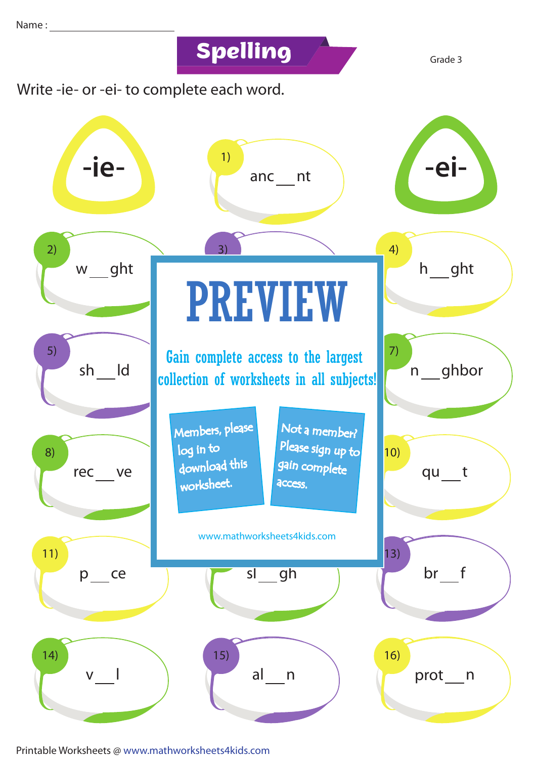Name : ____________________

# Spelling

Grade 3

Write -ie- or -ei- to complete each word.

**-ie-**

**-ei-**

1) anc __ nt

2) w __ ght

3)

4) h __ ght

5) sh __ ld

7) n __ ghbor

8) rec __ ve

10) qu __ t

11) p __ ce

sl __ gh

13) br __ f

14) v __ l

15) al __ n

16) prot __ n

**PREVIEW**

Gain complete access to the largest collection of worksheets in all subjects!

Members, please log in to download this worksheet.

Not a member? Please sign up to gain complete access.

www.mathworksheets4kids.com

Printable Worksheets @ www.mathworksheets4kids.com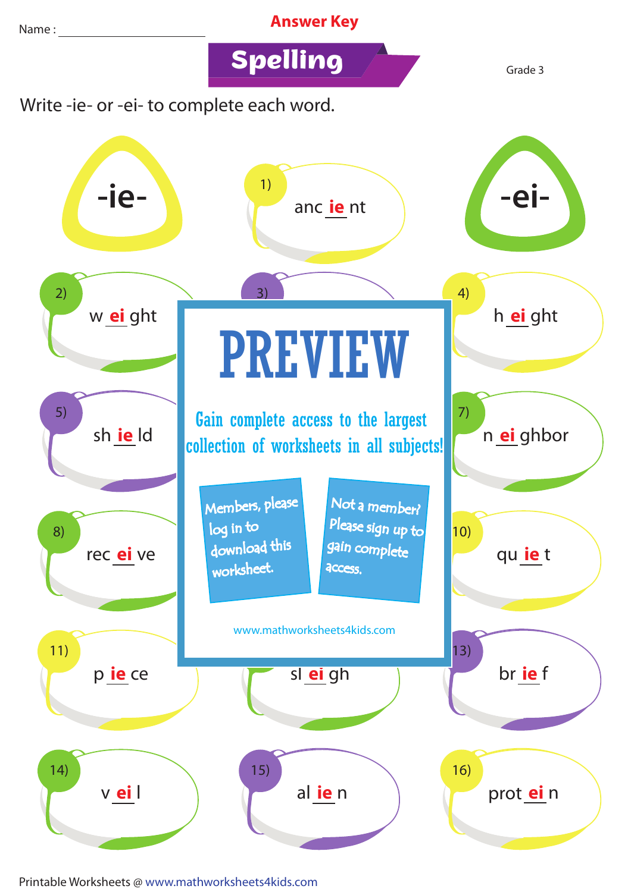Name : ____________________

**Answer Key**

# Spelling

Grade 3

Write -ie- or -ei- to complete each word.

**-ie-**

**-ei-**

1) anc **ie** nt

2) w **ei** ght

3)

4) h **ei** ght

5) sh **ie** ld

7) n **ei** ghbor

8) rec **ei** ve

10) qu **ie** t

11) p **ie** ce

sl **ei** gh

13) br **ie** f

14) v **ei** l

15) al **ie** n

16) prot **ei** n

**PREVIEW**

Gain complete access to the largest collection of worksheets in all subjects!

Members, please log in to download this worksheet.

Not a member? Please sign up to gain complete access.

www.mathworksheets4kids.com

Printable Worksheets @ www.mathworksheets4kids.com